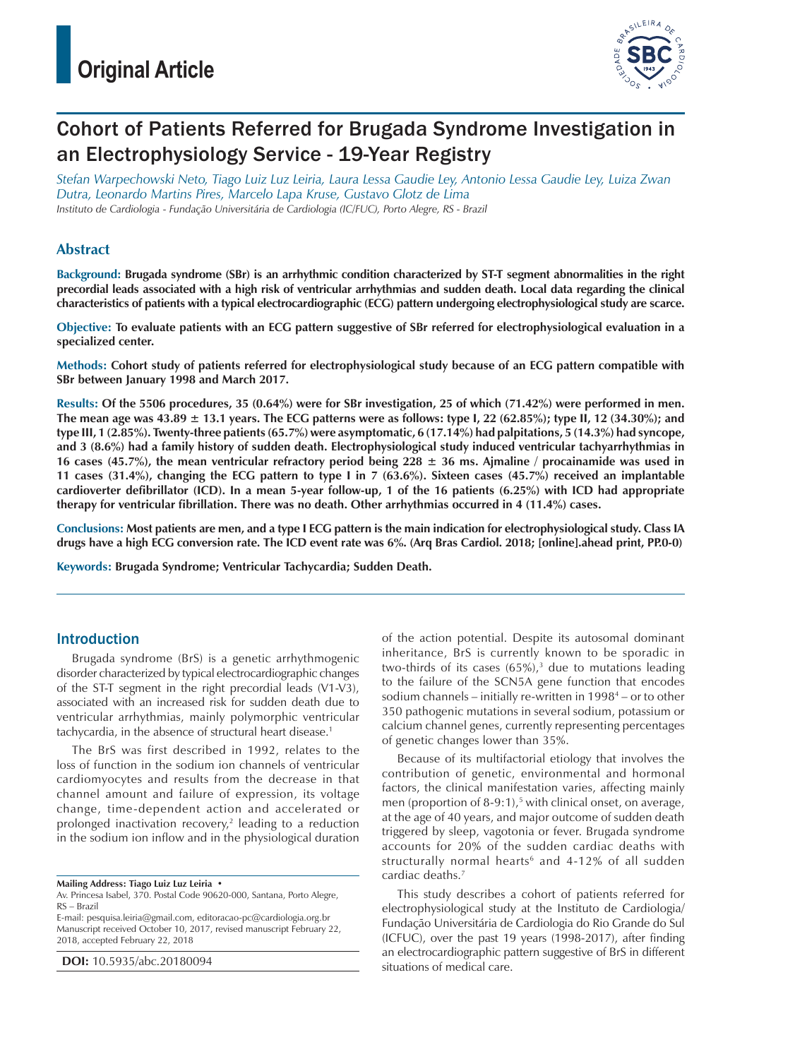# Original Article

# Cohort of Patients Referred for Brugada Syndrome Investigation in an Electrophysiology Service - 19-Year Registry

*Stefan Warpechowski Neto, Tiago Luiz Luz Leiria, Laura Lessa Gaudie Ley, Antonio Lessa Gaudie Ley, Luiza Zwan Dutra, Leonardo Martins Pires, Marcelo Lapa Kruse, Gustavo Glotz de Lima*

*Instituto de Cardiologia - Fundação Universitária de Cardiologia (IC/FUC), Porto Alegre, RS - Brazil*

## Abstract

**Background: Brugada syndrome (SBr) is an arrhythmic condition characterized by ST-T segment abnormalities in the right precordial leads associated with a high risk of ventricular arrhythmias and sudden death. Local data regarding the clinical characteristics of patients with a typical electrocardiographic (ECG) pattern undergoing electrophysiological study are scarce.**

**Objective: To evaluate patients with an ECG pattern suggestive of SBr referred for electrophysiological evaluation in a specialized center.**

**Methods: Cohort study of patients referred for electrophysiological study because of an ECG pattern compatible with SBr between January 1998 and March 2017.**

**Results: Of the 5506 procedures, 35 (0.64%) were for SBr investigation, 25 of which (71.42%) were performed in men. The mean age was 43.89 ± 13.1 years. The ECG patterns were as follows: type I, 22 (62.85%); type II, 12 (34.30%); and type III, 1 (2.85%). Twenty-three patients (65.7%) were asymptomatic, 6 (17.14%) had palpitations, 5 (14.3%) had syncope, and 3 (8.6%) had a family history of sudden death. Electrophysiological study induced ventricular tachyarrhythmias in 16 cases (45.7%), the mean ventricular refractory period being 228 ± 36 ms. Ajmaline / procainamide was used in 11 cases (31.4%), changing the ECG pattern to type I in 7 (63.6%). Sixteen cases (45.7%) received an implantable cardioverter defibrillator (ICD). In a mean 5-year follow-up, 1 of the 16 patients (6.25%) with ICD had appropriate therapy for ventricular fibrillation. There was no death. Other arrhythmias occurred in 4 (11.4%) cases.**

**Conclusions: Most patients are men, and a type I ECG pattern is the main indication for electrophysiological study. Class IA drugs have a high ECG conversion rate. The ICD event rate was 6%. (Arq Bras Cardiol. 2018; [online].ahead print, PP.0-0)**

**Keywords: Brugada Syndrome; Ventricular Tachycardia; Sudden Death.**

## Introduction

Brugada syndrome (BrS) is a genetic arrhythmogenic disorder characterized by typical electrocardiographic changes of the ST-T segment in the right precordial leads (V1-V3), associated with an increased risk for sudden death due to ventricular arrhythmias, mainly polymorphic ventricular tachycardia, in the absence of structural heart disease.[1]

The BrS was first described in 1992, relates to the loss of function in the sodium ion channels of ventricular cardiomyocytes and results from the decrease in that channel amount and failure of expression, its voltage change, time-dependent action and accelerated or prolonged inactivation recovery,[2] leading to a reduction in the sodium ion inflow and in the physiological duration of the action potential. Despite its autosomal dominant inheritance, BrS is currently known to be sporadic in two-thirds of its cases (65%),[3] due to mutations leading to the failure of the SCN5A gene function that encodes sodium channels – initially re-written in 1998[4] – or to other 350 pathogenic mutations in several sodium, potassium or calcium channel genes, currently representing percentages of genetic changes lower than 35%.

Because of its multifactorial etiology that involves the contribution of genetic, environmental and hormonal factors, the clinical manifestation varies, affecting mainly men (proportion of 8-9:1),[5] with clinical onset, on average, at the age of 40 years, and major outcome of sudden death triggered by sleep, vagotonia or fever. Brugada syndrome accounts for 20% of the sudden cardiac deaths with structurally normal hearts[6] and 4-12% of all sudden cardiac deaths.[7]

This study describes a cohort of patients referred for electrophysiological study at the Instituto de Cardiologia/Fundação Universitária de Cardiologia do Rio Grande do Sul (ICFUC), over the past 19 years (1998-2017), after finding an electrocardiographic pattern suggestive of BrS in different situations of medical care.

**Mailing Address: Tiago Luiz Luz Leiria •**
Av. Princesa Isabel, 370. Postal Code 90620-000, Santana, Porto Alegre, RS – Brazil
E-mail: pesquisa.leiria@gmail.com, editoracao-pc@cardiologia.org.br
Manuscript received October 10, 2017, revised manuscript February 22, 2018, accepted February 22, 2018

**DOI:** 10.5935/abc.20180094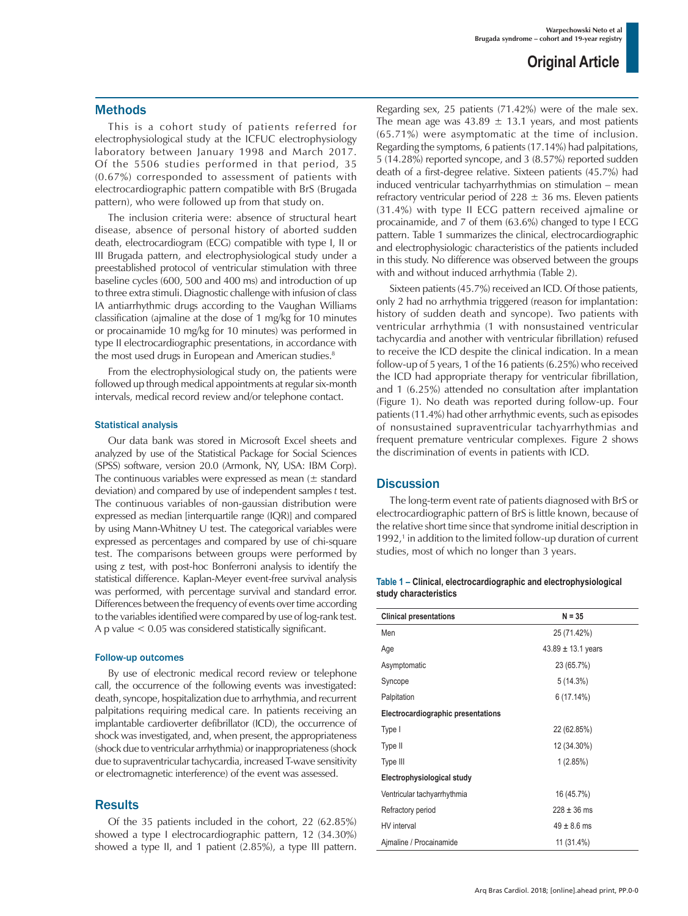## Methods

This is a cohort study of patients referred for electrophysiological study at the ICFUC electrophysiology laboratory between January 1998 and March 2017. Of the 5506 studies performed in that period, 35 (0.67%) corresponded to assessment of patients with electrocardiographic pattern compatible with BrS (Brugada pattern), who were followed up from that study on.

The inclusion criteria were: absence of structural heart disease, absence of personal history of aborted sudden death, electrocardiogram (ECG) compatible with type I, II or III Brugada pattern, and electrophysiological study under a preestablished protocol of ventricular stimulation with three baseline cycles (600, 500 and 400 ms) and introduction of up to three extra stimuli. Diagnostic challenge with infusion of class IA antiarrhythmic drugs according to the Vaughan Williams classification (ajmaline at the dose of 1 mg/kg for 10 minutes or procainamide 10 mg/kg for 10 minutes) was performed in type II electrocardiographic presentations, in accordance with the most used drugs in European and American studies.[8]

From the electrophysiological study on, the patients were followed up through medical appointments at regular six-month intervals, medical record review and/or telephone contact.

### Statistical analysis

Our data bank was stored in Microsoft Excel sheets and analyzed by use of the Statistical Package for Social Sciences (SPSS) software, version 20.0 (Armonk, NY, USA: IBM Corp). The continuous variables were expressed as mean (± standard deviation) and compared by use of independent samples *t* test. The continuous variables of non-gaussian distribution were expressed as median [interquartile range (IQR)] and compared by using Mann-Whitney U test. The categorical variables were expressed as percentages and compared by use of chi-square test. The comparisons between groups were performed by using z test, with post-hoc Bonferroni analysis to identify the statistical difference. Kaplan-Meyer event-free survival analysis was performed, with percentage survival and standard error. Differences between the frequency of events over time according to the variables identified were compared by use of log-rank test. A p value $< 0.05$ was considered statistically significant.

### Follow-up outcomes

By use of electronic medical record review or telephone call, the occurrence of the following events was investigated: death, syncope, hospitalization due to arrhythmia, and recurrent palpitations requiring medical care. In patients receiving an implantable cardioverter defibrillator (ICD), the occurrence of shock was investigated, and, when present, the appropriateness (shock due to ventricular arrhythmia) or inappropriateness (shock due to supraventricular tachycardia, increased T-wave sensitivity or electromagnetic interference) of the event was assessed.

## Results

Of the 35 patients included in the cohort, 22 (62.85%) showed a type I electrocardiographic pattern, 12 (34.30%) showed a type II, and 1 patient (2.85%), a type III pattern. Regarding sex, 25 patients (71.42%) were of the male sex. The mean age was 43.89 ± 13.1 years, and most patients (65.71%) were asymptomatic at the time of inclusion. Regarding the symptoms, 6 patients (17.14%) had palpitations, 5 (14.28%) reported syncope, and 3 (8.57%) reported sudden death of a first-degree relative. Sixteen patients (45.7%) had induced ventricular tachyarrhythmias on stimulation – mean refractory ventricular period of 228 ± 36 ms. Eleven patients (31.4%) with type II ECG pattern received ajmaline or procainamide, and 7 of them (63.6%) changed to type I ECG pattern. Table 1 summarizes the clinical, electrocardiographic and electrophysiologic characteristics of the patients included in this study. No difference was observed between the groups with and without induced arrhythmia (Table 2).

Sixteen patients (45.7%) received an ICD. Of those patients, only 2 had no arrhythmia triggered (reason for implantation: history of sudden death and syncope). Two patients with ventricular arrhythmia (1 with nonsustained ventricular tachycardia and another with ventricular fibrillation) refused to receive the ICD despite the clinical indication. In a mean follow-up of 5 years, 1 of the 16 patients (6.25%) who received the ICD had appropriate therapy for ventricular fibrillation, and 1 (6.25%) attended no consultation after implantation (Figure 1). No death was reported during follow-up. Four patients (11.4%) had other arrhythmic events, such as episodes of nonsustained supraventricular tachyarrhythmias and frequent premature ventricular complexes. Figure 2 shows the discrimination of events in patients with ICD.

## Discussion

The long-term event rate of patients diagnosed with BrS or electrocardiographic pattern of BrS is little known, because of the relative short time since that syndrome initial description in 1992,[1] in addition to the limited follow-up duration of current studies, most of which no longer than 3 years.

**Table 1 – Clinical, electrocardiographic and electrophysiological study characteristics**

| Clinical presentations | N = 35 |
|---|---|
| Men | 25 (71.42%) |
| Age | 43.89 ± 13.1 years |
| Asymptomatic | 23 (65.7%) |
| Syncope | 5 (14.3%) |
| Palpitation | 6 (17.14%) |
| **Electrocardiographic presentations** | |
| Type I | 22 (62.85%) |
| Type II | 12 (34.30%) |
| Type III | 1 (2.85%) |
| **Electrophysiological study** | |
| Ventricular tachyarrhythmia | 16 (45.7%) |
| Refractory period | 228 ± 36 ms |
| HV interval | 49 ± 8.6 ms |
| Ajmaline / Procainamide | 11 (31.4%) |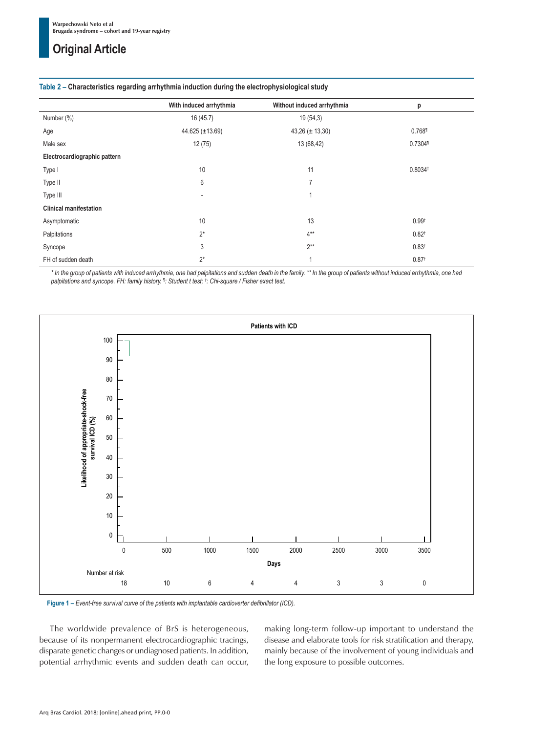**Table 2 – Characteristics regarding arrhythmia induction during the electrophysiological study**

| | With induced arrhythmia | Without induced arrhythmia | p |
|---|---|---|---|
| Number (%) | 16 (45.7) | 19 (54,3) | |
| Age | 44.625 (±13.69) | 43,26 (± 13,30) | 0.768¶ |
| Male sex | 12 (75) | 13 (68,42) | 0.7304¶ |
| **Electrocardiographic pattern** | | | |
| Type I | 10 | 11 | 0.8034† |
| Type II | 6 | 7 | |
| Type III | - | 1 | |
| **Clinical manifestation** | | | |
| Asymptomatic | 10 | 13 | 0.99† |
| Palpitations | 2* | 4** | 0.82† |
| Syncope | 3 | 2** | 0.83† |
| FH of sudden death | 2* | 1 | 0.87† |

*\* In the group of patients with induced arrhythmia, one had palpitations and sudden death in the family. \*\* In the group of patients without induced arrhythmia, one had palpitations and syncope. FH: family history. ¶: Student t test; †: Chi-square / Fisher exact test.*

**Figure 1 –** *Event-free survival curve of the patients with implantable cardioverter defibrillator (ICD).*

The worldwide prevalence of BrS is heterogeneous, because of its nonpermanent electrocardiographic tracings, disparate genetic changes or undiagnosed patients. In addition, potential arrhythmic events and sudden death can occur, making long-term follow-up important to understand the disease and elaborate tools for risk stratification and therapy, mainly because of the involvement of young individuals and the long exposure to possible outcomes.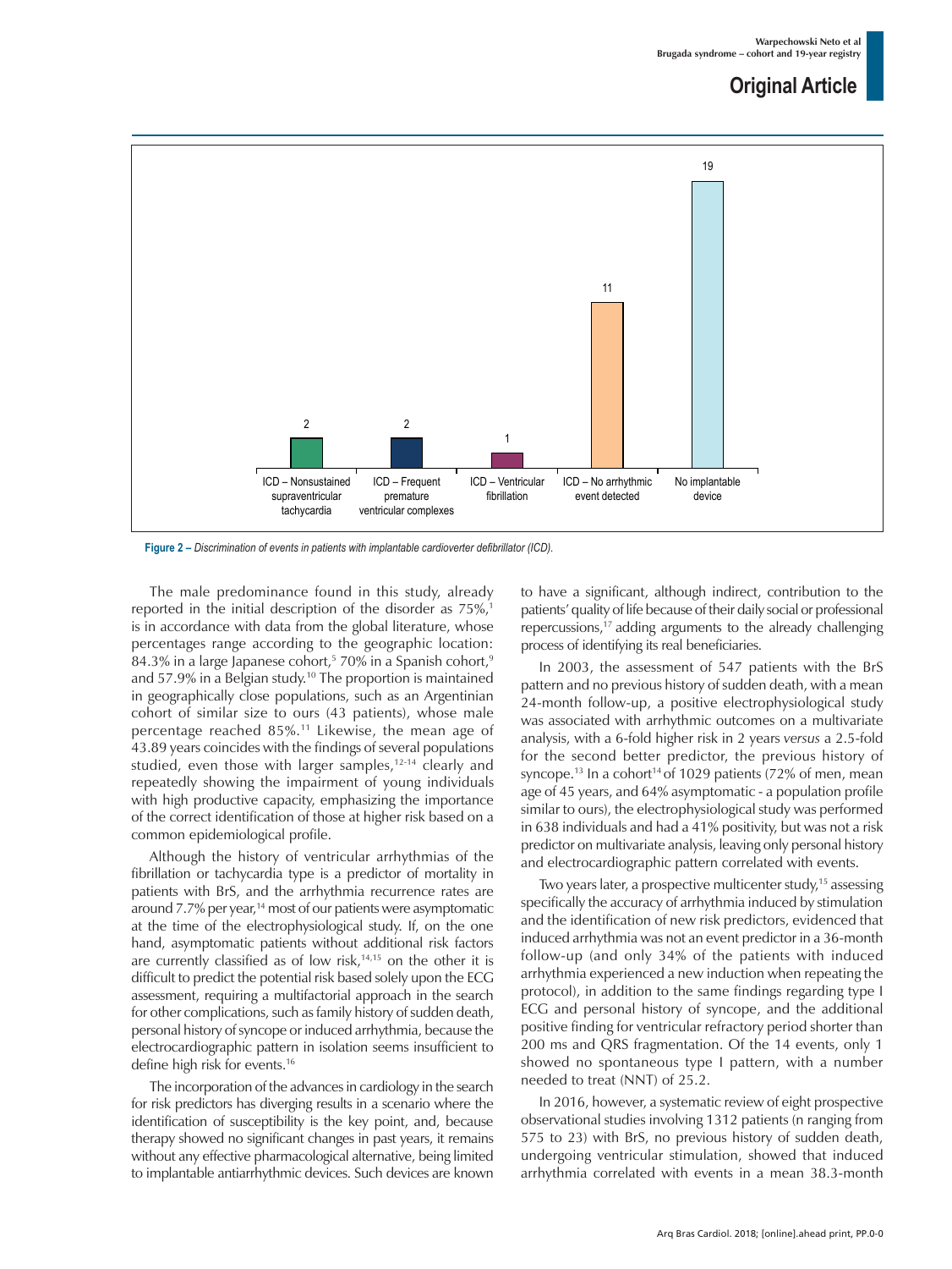**Figure 2 –** *Discrimination of events in patients with implantable cardioverter defibrillator (ICD).*

The male predominance found in this study, already reported in the initial description of the disorder as 75%,[1] is in accordance with data from the global literature, whose percentages range according to the geographic location: 84.3% in a large Japanese cohort,[5] 70% in a Spanish cohort,[9] and 57.9% in a Belgian study.[10] The proportion is maintained in geographically close populations, such as an Argentinian cohort of similar size to ours (43 patients), whose male percentage reached 85%.[11] Likewise, the mean age of 43.89 years coincides with the findings of several populations studied, even those with larger samples,[12-14] clearly and repeatedly showing the impairment of young individuals with high productive capacity, emphasizing the importance of the correct identification of those at higher risk based on a common epidemiological profile.

Although the history of ventricular arrhythmias of the fibrillation or tachycardia type is a predictor of mortality in patients with BrS, and the arrhythmia recurrence rates are around 7.7% per year,[14] most of our patients were asymptomatic at the time of the electrophysiological study. If, on the one hand, asymptomatic patients without additional risk factors are currently classified as of low risk,[14,15] on the other it is difficult to predict the potential risk based solely upon the ECG assessment, requiring a multifactorial approach in the search for other complications, such as family history of sudden death, personal history of syncope or induced arrhythmia, because the electrocardiographic pattern in isolation seems insufficient to define high risk for events.[16]

The incorporation of the advances in cardiology in the search for risk predictors has diverging results in a scenario where the identification of susceptibility is the key point, and, because therapy showed no significant changes in past years, it remains without any effective pharmacological alternative, being limited to implantable antiarrhythmic devices. Such devices are known to have a significant, although indirect, contribution to the patients' quality of life because of their daily social or professional repercussions,[17] adding arguments to the already challenging process of identifying its real beneficiaries.

In 2003, the assessment of 547 patients with the BrS pattern and no previous history of sudden death, with a mean 24-month follow-up, a positive electrophysiological study was associated with arrhythmic outcomes on a multivariate analysis, with a 6-fold higher risk in 2 years *versus* a 2.5-fold for the second better predictor, the previous history of syncope.[13] In a cohort[14] of 1029 patients (72% of men, mean age of 45 years, and 64% asymptomatic - a population profile similar to ours), the electrophysiological study was performed in 638 individuals and had a 41% positivity, but was not a risk predictor on multivariate analysis, leaving only personal history and electrocardiographic pattern correlated with events.

Two years later, a prospective multicenter study,[15] assessing specifically the accuracy of arrhythmia induced by stimulation and the identification of new risk predictors, evidenced that induced arrhythmia was not an event predictor in a 36-month follow-up (and only 34% of the patients with induced arrhythmia experienced a new induction when repeating the protocol), in addition to the same findings regarding type I ECG and personal history of syncope, and the additional positive finding for ventricular refractory period shorter than 200 ms and QRS fragmentation. Of the 14 events, only 1 showed no spontaneous type I pattern, with a number needed to treat (NNT) of 25.2.

In 2016, however, a systematic review of eight prospective observational studies involving 1312 patients (n ranging from 575 to 23) with BrS, no previous history of sudden death, undergoing ventricular stimulation, showed that induced arrhythmia correlated with events in a mean 38.3-month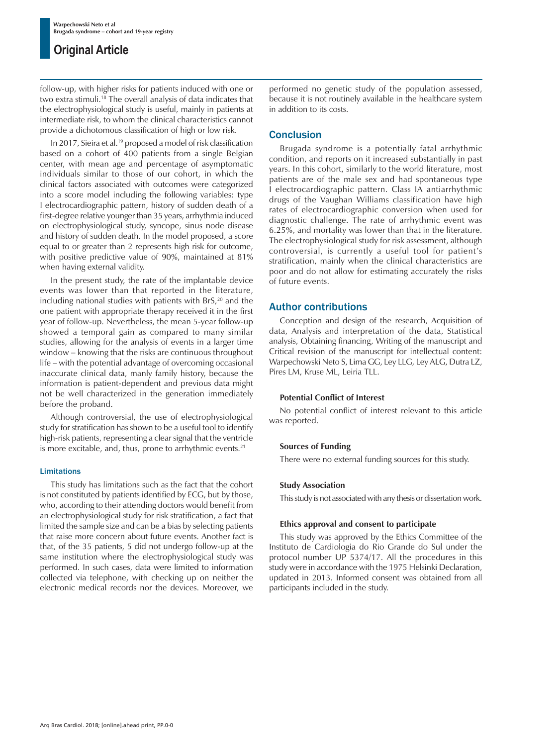follow-up, with higher risks for patients induced with one or two extra stimuli.[18] The overall analysis of data indicates that the electrophysiological study is useful, mainly in patients at intermediate risk, to whom the clinical characteristics cannot provide a dichotomous classification of high or low risk.

In 2017, Sieira et al.[19] proposed a model of risk classification based on a cohort of 400 patients from a single Belgian center, with mean age and percentage of asymptomatic individuals similar to those of our cohort, in which the clinical factors associated with outcomes were categorized into a score model including the following variables: type I electrocardiographic pattern, history of sudden death of a first-degree relative younger than 35 years, arrhythmia induced on electrophysiological study, syncope, sinus node disease and history of sudden death. In the model proposed, a score equal to or greater than 2 represents high risk for outcome, with positive predictive value of 90%, maintained at 81% when having external validity.

In the present study, the rate of the implantable device events was lower than that reported in the literature, including national studies with patients with BrS,[20] and the one patient with appropriate therapy received it in the first year of follow-up. Nevertheless, the mean 5-year follow-up showed a temporal gain as compared to many similar studies, allowing for the analysis of events in a larger time window – knowing that the risks are continuous throughout life – with the potential advantage of overcoming occasional inaccurate clinical data, manly family history, because the information is patient-dependent and previous data might not be well characterized in the generation immediately before the proband.

Although controversial, the use of electrophysiological study for stratification has shown to be a useful tool to identify high-risk patients, representing a clear signal that the ventricle is more excitable, and, thus, prone to arrhythmic events.[21]

### Limitations

This study has limitations such as the fact that the cohort is not constituted by patients identified by ECG, but by those, who, according to their attending doctors would benefit from an electrophysiological study for risk stratification, a fact that limited the sample size and can be a bias by selecting patients that raise more concern about future events. Another fact is that, of the 35 patients, 5 did not undergo follow-up at the same institution where the electrophysiological study was performed. In such cases, data were limited to information collected via telephone, with checking up on neither the electronic medical records nor the devices. Moreover, we performed no genetic study of the population assessed, because it is not routinely available in the healthcare system in addition to its costs.

## Conclusion

Brugada syndrome is a potentially fatal arrhythmic condition, and reports on it increased substantially in past years. In this cohort, similarly to the world literature, most patients are of the male sex and had spontaneous type I electrocardiographic pattern. Class IA antiarrhythmic drugs of the Vaughan Williams classification have high rates of electrocardiographic conversion when used for diagnostic challenge. The rate of arrhythmic event was 6.25%, and mortality was lower than that in the literature. The electrophysiological study for risk assessment, although controversial, is currently a useful tool for patient's stratification, mainly when the clinical characteristics are poor and do not allow for estimating accurately the risks of future events.

## Author contributions

Conception and design of the research, Acquisition of data, Analysis and interpretation of the data, Statistical analysis, Obtaining financing, Writing of the manuscript and Critical revision of the manuscript for intellectual content: Warpechowski Neto S, Lima GG, Ley LLG, Ley ALG, Dutra LZ, Pires LM, Kruse ML, Leiria TLL.

#### Potential Conflict of Interest

No potential conflict of interest relevant to this article was reported.

#### Sources of Funding

There were no external funding sources for this study.

#### Study Association

This study is not associated with any thesis or dissertation work.

#### Ethics approval and consent to participate

This study was approved by the Ethics Committee of the Instituto de Cardiologia do Rio Grande do Sul under the protocol number UP 5374/17. All the procedures in this study were in accordance with the 1975 Helsinki Declaration, updated in 2013. Informed consent was obtained from all participants included in the study.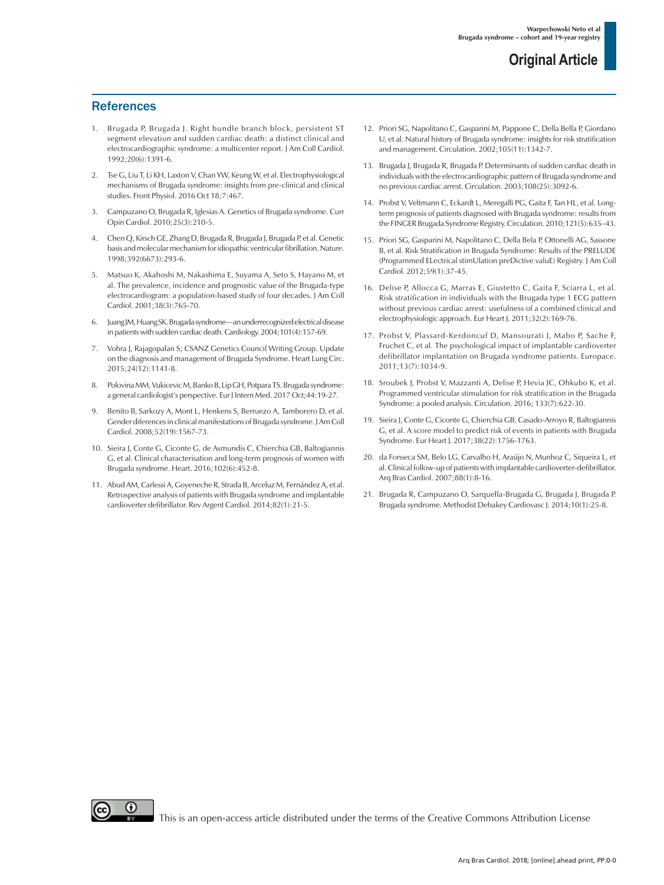## References

1. Brugada P, Brugada J. Right bundle branch block, persistent ST segment elevation and sudden cardiac death: a distinct clinical and electrocardiographic syndrome: a multicenter report. J Am Coll Cardiol. 1992;20(6):1391-6.
2. Tse G, Liu T, Li KH, Laxton V, Chan YW, Keung W, et al. Electrophysiological mechanisms of Brugada syndrome: insights from pre-clinical and clinical studies. Front Physiol. 2016 Oct 18;7:467.
3. Campuzano O, Brugada R, Iglesias A. Genetics of Brugada syndrome. Curr Opin Cardiol. 2010;25(3):210-5.
4. Chen Q, Kirsch GE, Zhang D, Brugada R, Brugada J, Brugada P, et al. Genetic basis and molecular mechanism for idiopathic ventricular fibrillation. Nature. 1998;392(6673):293-6.
5. Matsuo K, Akahoshi M, Nakashima E, Suyama A, Seto S, Hayano M, et al. The prevalence, incidence and prognostic value of the Brugada-type electrocardiogram: a population-based study of four decades. J Am Coll Cardiol. 2001;38(3):765-70.
6. Juang JM, Huang SK. Brugada syndrome—an underrecognized electrical disease in patients with sudden cardiac death. Cardiology. 2004;101(4):157-69.
7. Vohra J, Rajagopalan S; CSANZ Genetics Council Writing Group. Update on the diagnosis and management of Brugada Syndrome. Heart Lung Circ. 2015;24(12):1141-8.
8. Polovina MM, Vukicevic M, Banko B, Lip GH, Potpara TS. Brugada syndrome: a general cardiologist's perspective. Eur J Intern Med. 2017 Oct;44:19-27.
9. Benito B, Sarkozy A, Mont L, Henkens S, Berruezo A, Tamborero D, et al. Gender diferences in clinical manifestations of Brugada syndrome. J Am Coll Cardiol. 2008;52(19):1567-73.
10. Sieira J, Conte G, Ciconte G, de Asmundis C, Chierchia GB, Baltogiannis G, et al. Clinical characterisation and long-term prognosis of women with Brugada syndrome. Heart. 2016;102(6):452-8.
11. Abud AM, Carlessi A, Goyeneche R, Strada B, Arceluz M, Fernández A, et al. Retrospective analysis of patients with Brugada syndrome and implantable cardioverter defibrillator. Rev Argent Cardiol. 2014;82(1):21-5.
12. Priori SG, Napolitano C, Gasparini M, Pappone C, Della Bella P, Giordano U, et al. Natural history of Brugada syndrome: insights for risk stratification and management. Circulation. 2002;105(11):1342-7.
13. Brugada J, Brugada R, Brugada P. Determinants of sudden cardiac death in individuals with the electrocardiographic pattern of Brugada syndrome and no previous cardiac arrest. Circulation. 2003;108(25):3092-6.
14. Probst V, Veltmann C, Eckardt L, Meregalli PG, Gaita F, Tan HL, et al. Long-term prognosis of patients diagnosed with Brugada syndrome: results from the FINGER Brugada Syndrome Registry. Circulation. 2010;121(5):635–43.
15. Priori SG, Gasparini M, Napolitano C, Della Bela P, Ottonelli AG, Sassone B, et al. Risk Stratification in Brugada Syndrome: Results of the PRELUDE (Programmed ELectrical stimUlation preDictive valuE) Registry. J Am Coll Cardiol. 2012;59(1):37-45.
16. Delise P, Allocca G, Marras E, Giustetto C, Gaita F, Sciarra L, et al. Risk stratification in individuals with the Brugada type 1 ECG pattern without previous cardiac arrest: usefulness of a combined clinical and electrophysiologic approach. Eur Heart J. 2011;32(2):169-76.
17. Probst V, Plassard-Kerdoncuf D, Mansourati J, Mabo P, Sache F, Fruchet C, et al. The psychological impact of implantable cardioverter defibrillator implantation on Brugada syndrome patients. Europace. 2011;13(7):1034-9.
18. Sroubek J, Probst V, Mazzanti A, Delise P, Hevia JC, Ohkubo K, et al. Programmed ventricular stimulation for risk stratification in the Brugada Syndrome: a pooled analysis. Circulation. 2016; 133(7):622-30.
19. Sieira J, Conte G, Ciconte G, Chierchia GB, Casado-Arroyo R, Baltogiannis G, et al. A score model to predict risk of events in patients with Brugada Syndrome. Eur Heart J. 2017;38(22):1756-1763.
20. da Fonseca SM, Belo LG, Carvalho H, Araújo N, Munhoz C, Siqueira L, et al. Clinical follow-up of patients with implantable cardioverter-defibrillator. Arq Bras Cardiol. 2007;88(1):8-16.
21. Brugada R, Campuzano O, Sarquella-Brugada G, Brugada J, Brugada P. Brugada syndrome. Methodist Debakey Cardiovasc J. 2014;10(1):25-8.

This is an open-access article distributed under the terms of the Creative Commons Attribution License